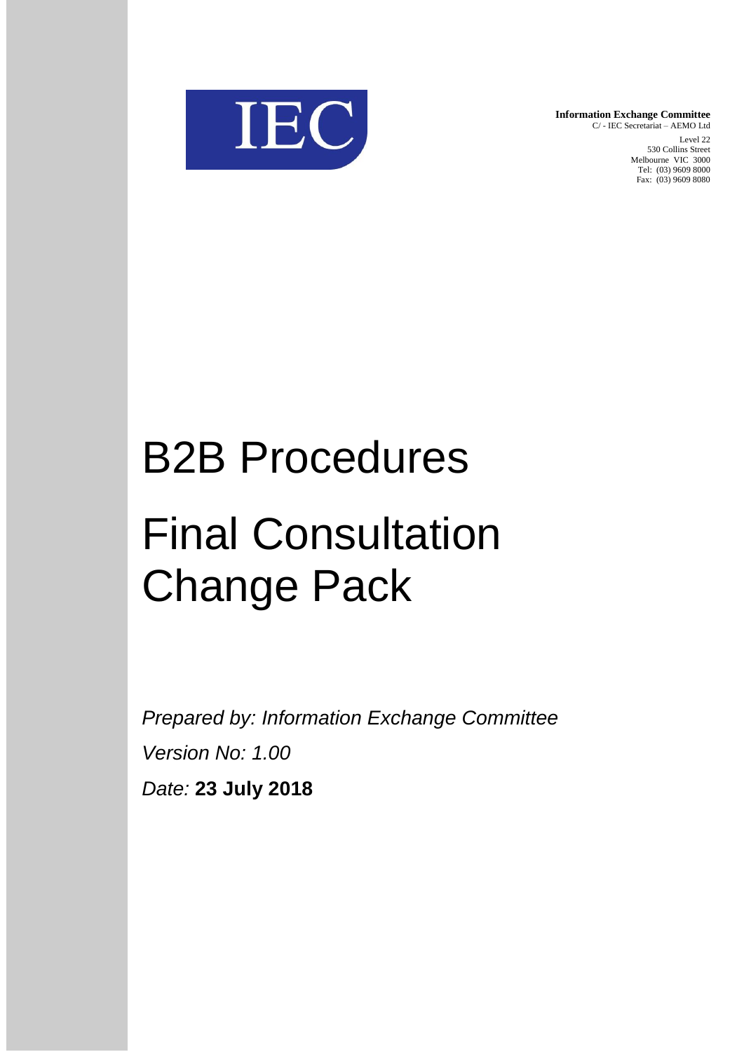IEC

**Information Exchange Committee**
C/ - IEC Secretariat – AEMO Ltd
Level 22
530 Collins Street
Melbourne VIC 3000
Tel: (03) 9609 8000
Fax: (03) 9609 8080

# B2B Procedures

# Final Consultation Change Pack

*Prepared by: Information Exchange Committee*

*Version No: 1.00*

*Date:* **23 July 2018**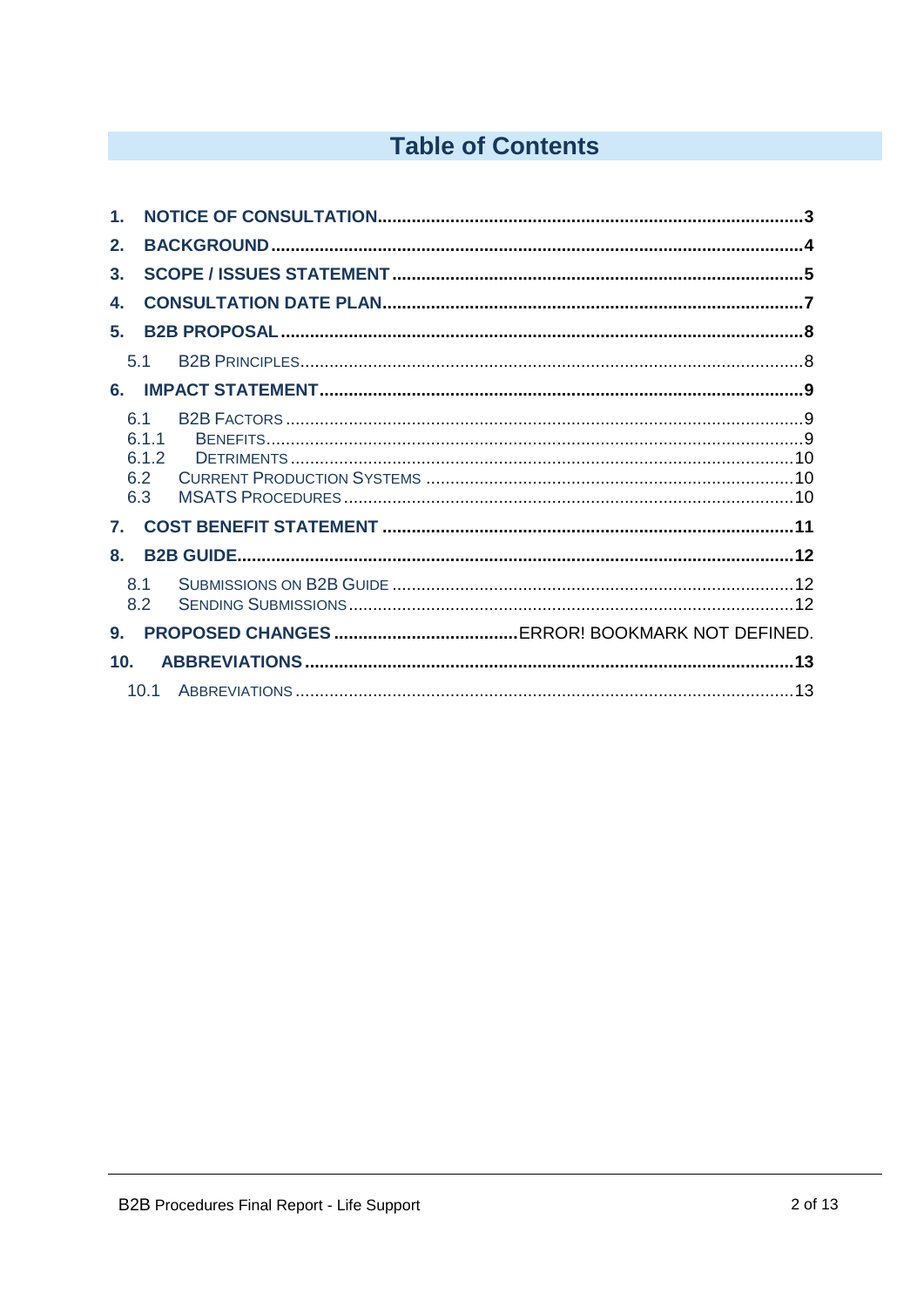# Table of Contents

1. NOTICE OF CONSULTATION ..... 3
2. BACKGROUND ..... 4
3. SCOPE / ISSUES STATEMENT ..... 5
4. CONSULTATION DATE PLAN ..... 7
5. B2B PROPOSAL ..... 8
   - 5.1 B2B PRINCIPLES ..... 8
6. IMPACT STATEMENT ..... 9
   - 6.1 B2B FACTORS ..... 9
   - 6.1.1 BENEFITS ..... 9
   - 6.1.2 DETRIMENTS ..... 10
   - 6.2 CURRENT PRODUCTION SYSTEMS ..... 10
   - 6.3 MSATS PROCEDURES ..... 10
7. COST BENEFIT STATEMENT ..... 11
8. B2B GUIDE ..... 12
   - 8.1 SUBMISSIONS ON B2B GUIDE ..... 12
   - 8.2 SENDING SUBMISSIONS ..... 12
9. PROPOSED CHANGES ..... ERROR! BOOKMARK NOT DEFINED.
10. ABBREVIATIONS ..... 13
    - 10.1 ABBREVIATIONS ..... 13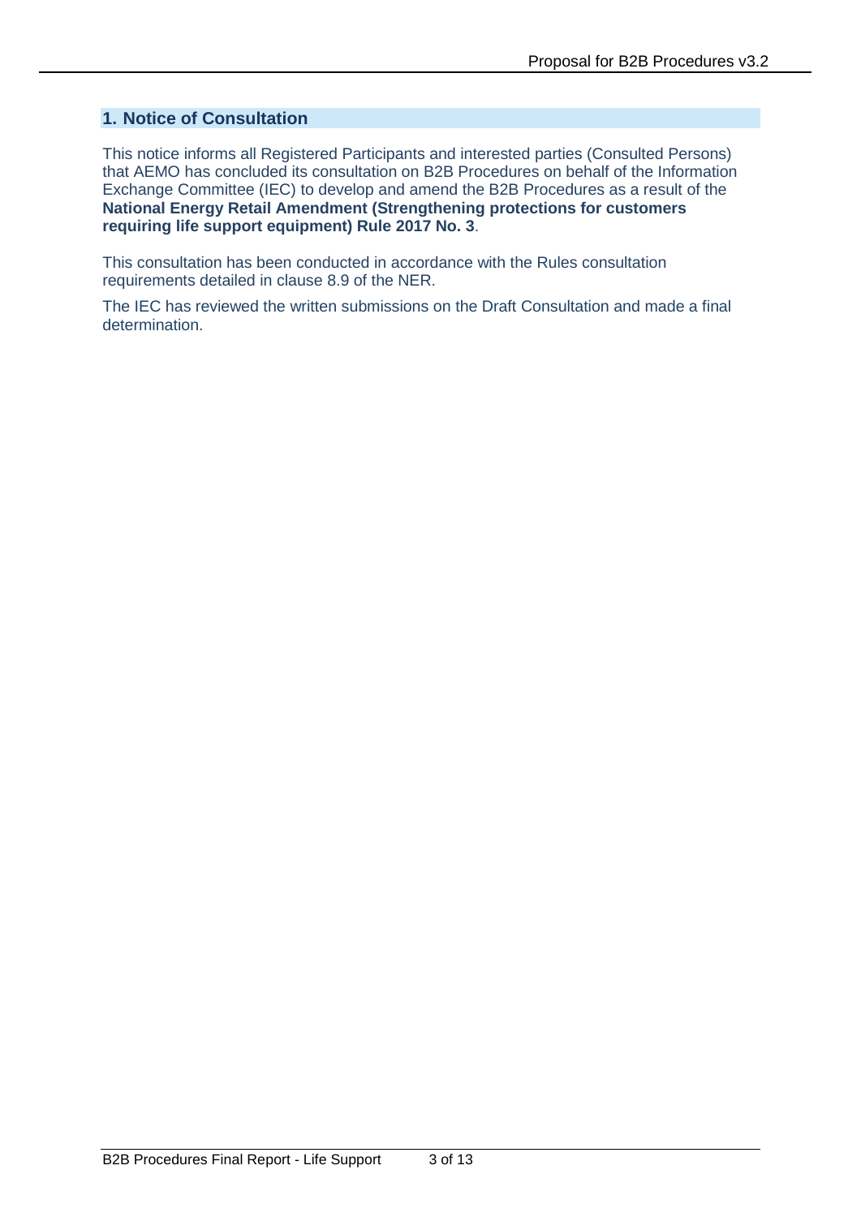## 1. Notice of Consultation

This notice informs all Registered Participants and interested parties (Consulted Persons) that AEMO has concluded its consultation on B2B Procedures on behalf of the Information Exchange Committee (IEC) to develop and amend the B2B Procedures as a result of the **National Energy Retail Amendment (Strengthening protections for customers requiring life support equipment) Rule 2017 No. 3**.

This consultation has been conducted in accordance with the Rules consultation requirements detailed in clause 8.9 of the NER.

The IEC has reviewed the written submissions on the Draft Consultation and made a final determination.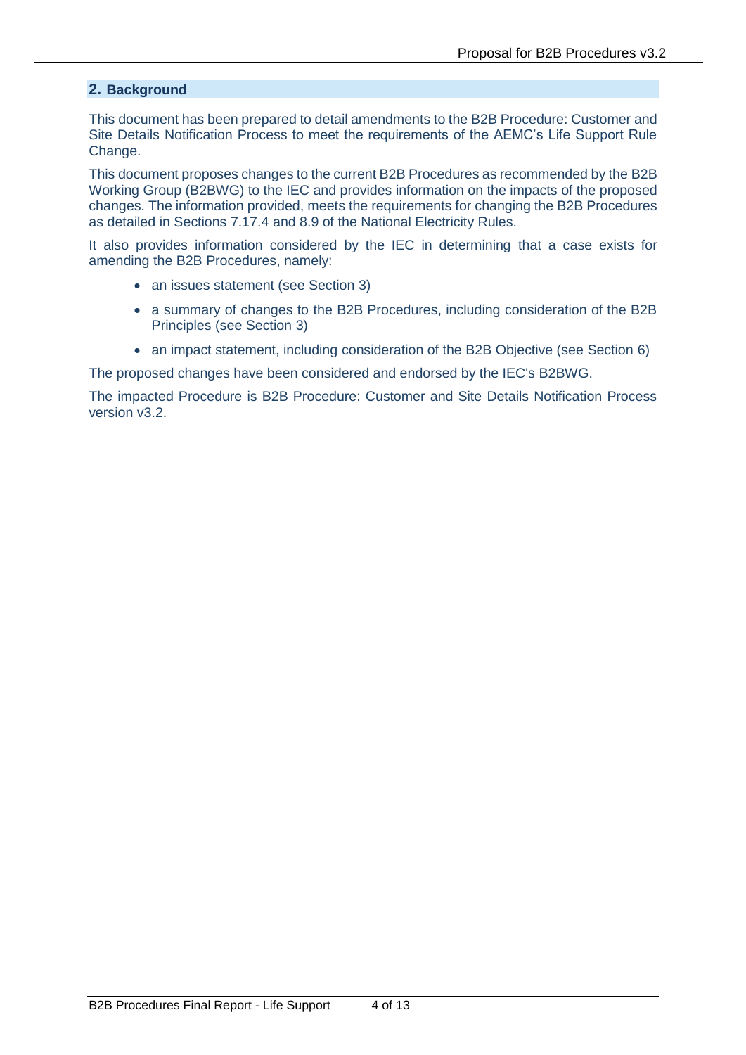## 2. Background

This document has been prepared to detail amendments to the B2B Procedure: Customer and Site Details Notification Process to meet the requirements of the AEMC's Life Support Rule Change.

This document proposes changes to the current B2B Procedures as recommended by the B2B Working Group (B2BWG) to the IEC and provides information on the impacts of the proposed changes. The information provided, meets the requirements for changing the B2B Procedures as detailed in Sections 7.17.4 and 8.9 of the National Electricity Rules.

It also provides information considered by the IEC in determining that a case exists for amending the B2B Procedures, namely:

- an issues statement (see Section 3)
- a summary of changes to the B2B Procedures, including consideration of the B2B Principles (see Section 3)
- an impact statement, including consideration of the B2B Objective (see Section 6)

The proposed changes have been considered and endorsed by the IEC's B2BWG.

The impacted Procedure is B2B Procedure: Customer and Site Details Notification Process version v3.2.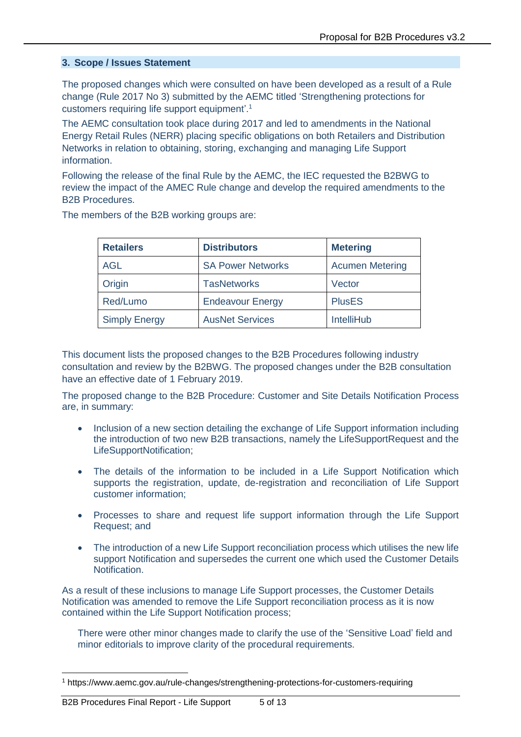## 3. Scope / Issues Statement

The proposed changes which were consulted on have been developed as a result of a Rule change (Rule 2017 No 3) submitted by the AEMC titled 'Strengthening protections for customers requiring life support equipment'.[1]

The AEMC consultation took place during 2017 and led to amendments in the National Energy Retail Rules (NERR) placing specific obligations on both Retailers and Distribution Networks in relation to obtaining, storing, exchanging and managing Life Support information.

Following the release of the final Rule by the AEMC, the IEC requested the B2BWG to review the impact of the AMEC Rule change and develop the required amendments to the B2B Procedures.

The members of the B2B working groups are:

| Retailers | Distributors | Metering |
|---|---|---|
| AGL | SA Power Networks | Acumen Metering |
| Origin | TasNetworks | Vector |
| Red/Lumo | Endeavour Energy | PlusES |
| Simply Energy | AusNet Services | IntelliHub |

This document lists the proposed changes to the B2B Procedures following industry consultation and review by the B2BWG. The proposed changes under the B2B consultation have an effective date of 1 February 2019.

The proposed change to the B2B Procedure: Customer and Site Details Notification Process are, in summary:

- Inclusion of a new section detailing the exchange of Life Support information including the introduction of two new B2B transactions, namely the LifeSupportRequest and the LifeSupportNotification;
- The details of the information to be included in a Life Support Notification which supports the registration, update, de-registration and reconciliation of Life Support customer information;
- Processes to share and request life support information through the Life Support Request; and
- The introduction of a new Life Support reconciliation process which utilises the new life support Notification and supersedes the current one which used the Customer Details Notification.

As a result of these inclusions to manage Life Support processes, the Customer Details Notification was amended to remove the Life Support reconciliation process as it is now contained within the Life Support Notification process;

There were other minor changes made to clarify the use of the 'Sensitive Load' field and minor editorials to improve clarity of the procedural requirements.

[1] https://www.aemc.gov.au/rule-changes/strengthening-protections-for-customers-requiring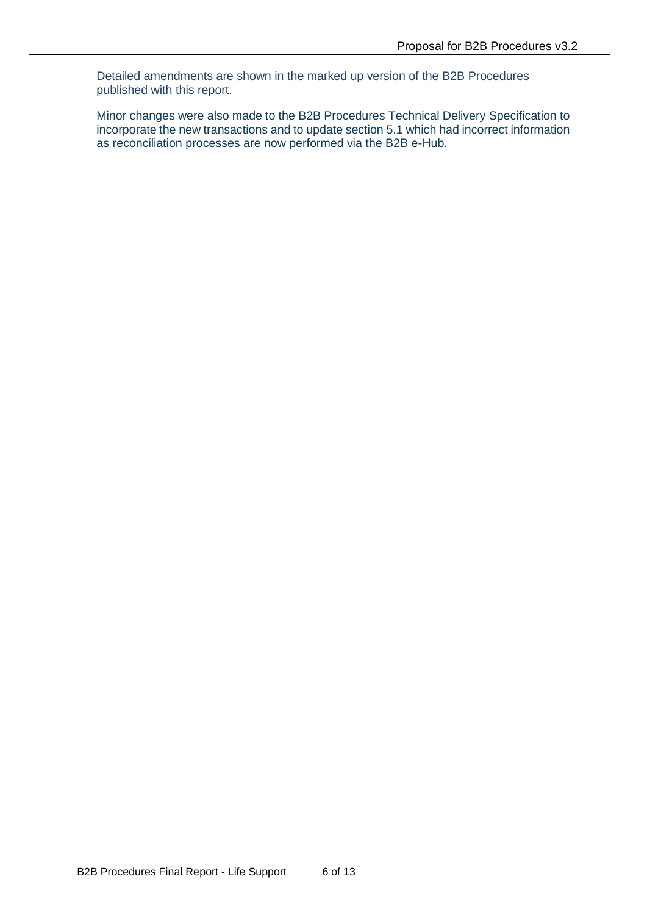Detailed amendments are shown in the marked up version of the B2B Procedures published with this report.

Minor changes were also made to the B2B Procedures Technical Delivery Specification to incorporate the new transactions and to update section 5.1 which had incorrect information as reconciliation processes are now performed via the B2B e-Hub.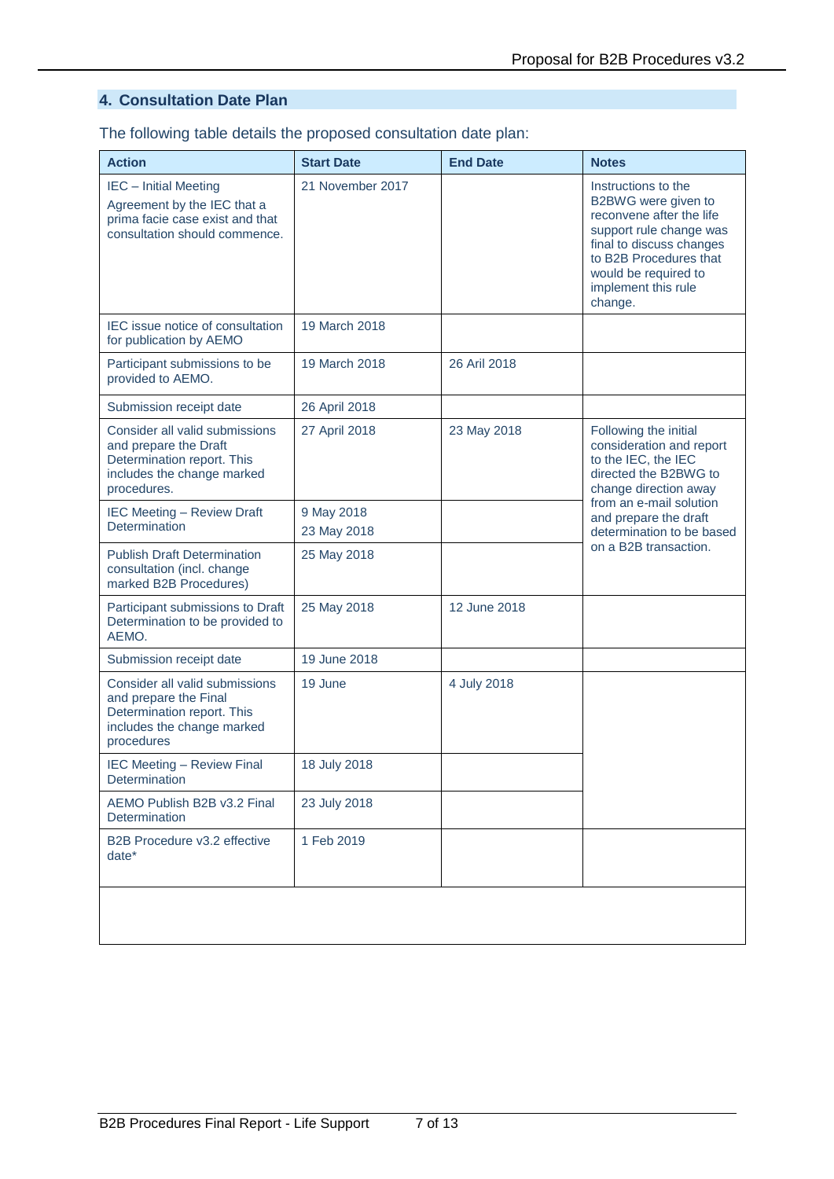## 4. Consultation Date Plan

The following table details the proposed consultation date plan:

| Action | Start Date | End Date | Notes |
|---|---|---|---|
| IEC – Initial Meeting<br>Agreement by the IEC that a prima facie case exist and that consultation should commence. | 21 November 2017 | | Instructions to the B2BWG were given to reconvene after the life support rule change was final to discuss changes to B2B Procedures that would be required to implement this rule change. |
| IEC issue notice of consultation for publication by AEMO | 19 March 2018 | | |
| Participant submissions to be provided to AEMO. | 19 March 2018 | 26 Aril 2018 | |
| Submission receipt date | 26 April 2018 | | |
| Consider all valid submissions and prepare the Draft Determination report. This includes the change marked procedures. | 27 April 2018 | 23 May 2018 | Following the initial consideration and report to the IEC, the IEC directed the B2BWG to change direction away from an e-mail solution and prepare the draft determination to be based on a B2B transaction. |
| IEC Meeting – Review Draft Determination | ~~9 May 2018~~<br>23 May 2018 | | |
| Publish Draft Determination consultation (incl. change marked B2B Procedures) | 25 May 2018 | | |
| Participant submissions to Draft Determination to be provided to AEMO. | 25 May 2018 | 12 June 2018 | |
| Submission receipt date | 19 June 2018 | | |
| Consider all valid submissions and prepare the Final Determination report. This includes the change marked procedures | 19 June | 4 July 2018 | |
| IEC Meeting – Review Final Determination | 18 July 2018 | | |
| AEMO Publish B2B v3.2 Final Determination | 23 July 2018 | | |
| B2B Procedure v3.2 effective date* | 1 Feb 2019 | | |
| | | | |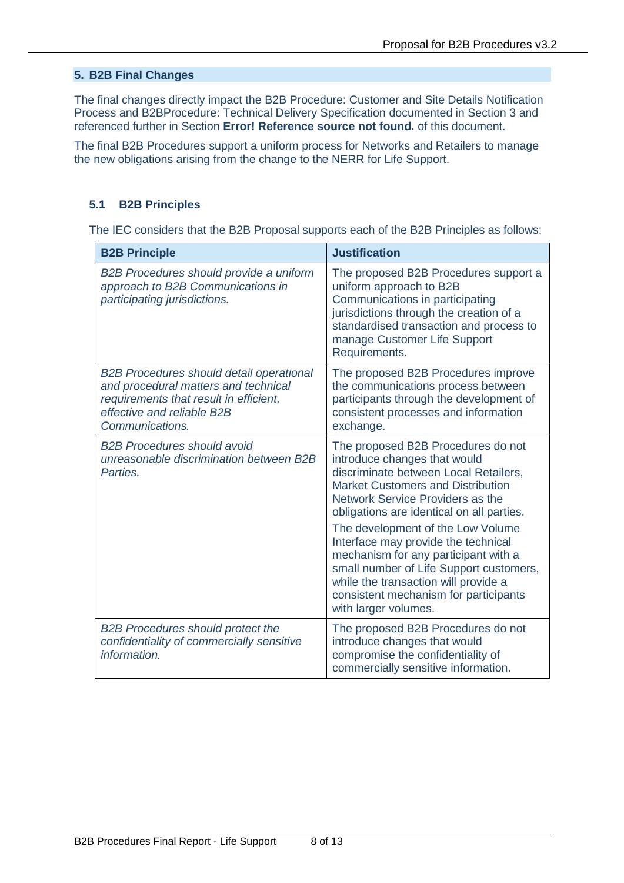## 5. B2B Final Changes

The final changes directly impact the B2B Procedure: Customer and Site Details Notification Process and B2BProcedure: Technical Delivery Specification documented in Section 3 and referenced further in Section **Error! Reference source not found.** of this document.

The final B2B Procedures support a uniform process for Networks and Retailers to manage the new obligations arising from the change to the NERR for Life Support.

### 5.1 B2B Principles

The IEC considers that the B2B Proposal supports each of the B2B Principles as follows:

| B2B Principle | Justification |
|---|---|
| *B2B Procedures should provide a uniform approach to B2B Communications in participating jurisdictions.* | The proposed B2B Procedures support a uniform approach to B2B Communications in participating jurisdictions through the creation of a standardised transaction and process to manage Customer Life Support Requirements. |
| *B2B Procedures should detail operational and procedural matters and technical requirements that result in efficient, effective and reliable B2B Communications.* | The proposed B2B Procedures improve the communications process between participants through the development of consistent processes and information exchange. |
| *B2B Procedures should avoid unreasonable discrimination between B2B Parties.* | The proposed B2B Procedures do not introduce changes that would discriminate between Local Retailers, Market Customers and Distribution Network Service Providers as the obligations are identical on all parties.<br><br>The development of the Low Volume Interface may provide the technical mechanism for any participant with a small number of Life Support customers, while the transaction will provide a consistent mechanism for participants with larger volumes. |
| *B2B Procedures should protect the confidentiality of commercially sensitive information.* | The proposed B2B Procedures do not introduce changes that would compromise the confidentiality of commercially sensitive information. |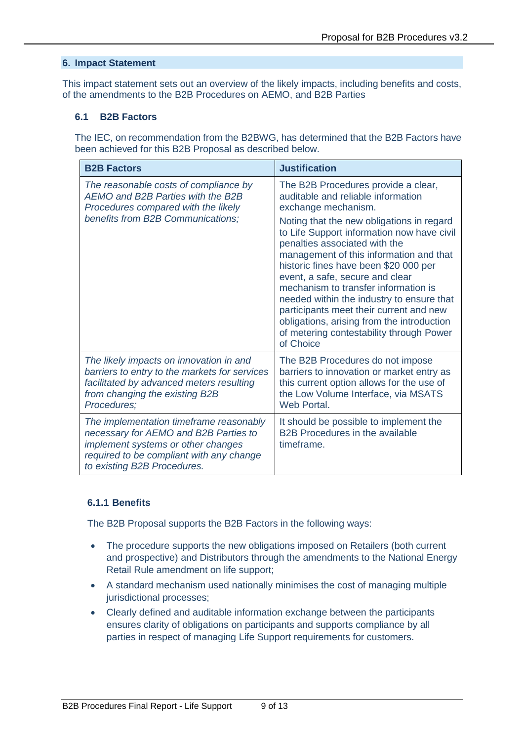## 6. Impact Statement

This impact statement sets out an overview of the likely impacts, including benefits and costs, of the amendments to the B2B Procedures on AEMO, and B2B Parties

### 6.1 B2B Factors

The IEC, on recommendation from the B2BWG, has determined that the B2B Factors have been achieved for this B2B Proposal as described below.

| B2B Factors | Justification |
|---|---|
| *The reasonable costs of compliance by AEMO and B2B Parties with the B2B Procedures compared with the likely benefits from B2B Communications;* | The B2B Procedures provide a clear, auditable and reliable information exchange mechanism.<br><br>Noting that the new obligations in regard to Life Support information now have civil penalties associated with the management of this information and that historic fines have been $20 000 per event, a safe, secure and clear mechanism to transfer information is needed within the industry to ensure that participants meet their current and new obligations, arising from the introduction of metering contestability through Power of Choice |
| *The likely impacts on innovation in and barriers to entry to the markets for services facilitated by advanced meters resulting from changing the existing B2B Procedures;* | The B2B Procedures do not impose barriers to innovation or market entry as this current option allows for the use of the Low Volume Interface, via MSATS Web Portal. |
| *The implementation timeframe reasonably necessary for AEMO and B2B Parties to implement systems or other changes required to be compliant with any change to existing B2B Procedures.* | It should be possible to implement the B2B Procedures in the available timeframe. |

#### 6.1.1 Benefits

The B2B Proposal supports the B2B Factors in the following ways:

- The procedure supports the new obligations imposed on Retailers (both current and prospective) and Distributors through the amendments to the National Energy Retail Rule amendment on life support;
- A standard mechanism used nationally minimises the cost of managing multiple jurisdictional processes;
- Clearly defined and auditable information exchange between the participants ensures clarity of obligations on participants and supports compliance by all parties in respect of managing Life Support requirements for customers.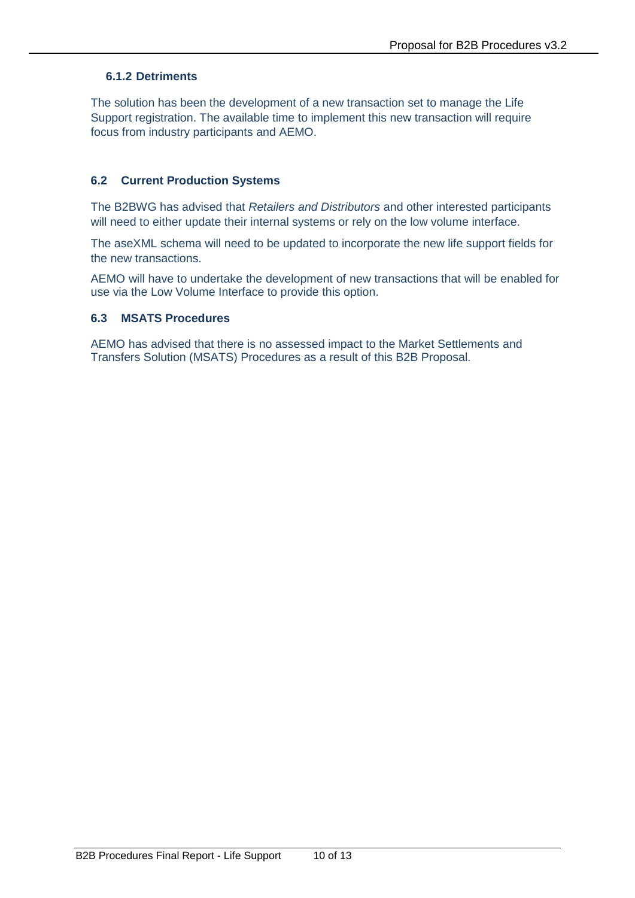### 6.1.2 Detriments

The solution has been the development of a new transaction set to manage the Life Support registration. The available time to implement this new transaction will require focus from industry participants and AEMO.

## 6.2 Current Production Systems

The B2BWG has advised that *Retailers and Distributors* and other interested participants will need to either update their internal systems or rely on the low volume interface.

The aseXML schema will need to be updated to incorporate the new life support fields for the new transactions.

AEMO will have to undertake the development of new transactions that will be enabled for use via the Low Volume Interface to provide this option.

## 6.3 MSATS Procedures

AEMO has advised that there is no assessed impact to the Market Settlements and Transfers Solution (MSATS) Procedures as a result of this B2B Proposal.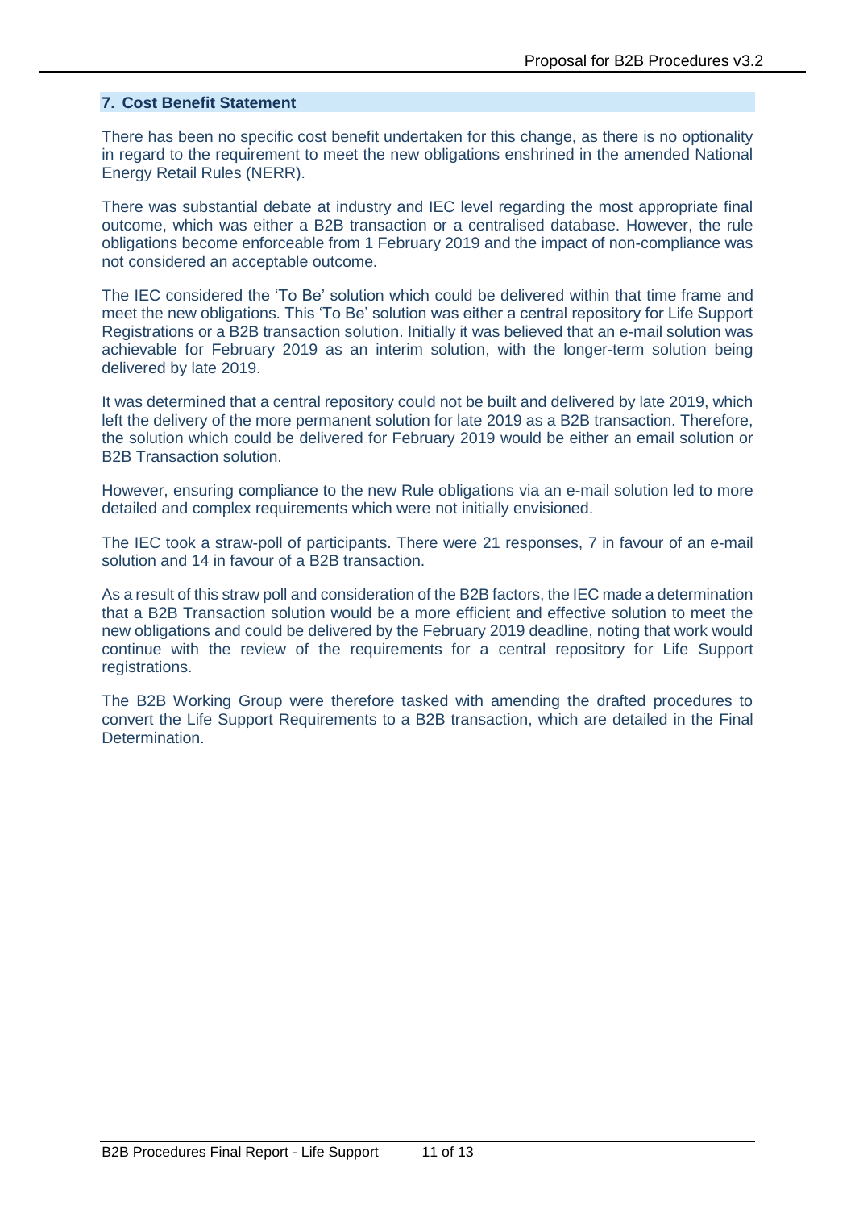## 7. Cost Benefit Statement

There has been no specific cost benefit undertaken for this change, as there is no optionality in regard to the requirement to meet the new obligations enshrined in the amended National Energy Retail Rules (NERR).

There was substantial debate at industry and IEC level regarding the most appropriate final outcome, which was either a B2B transaction or a centralised database. However, the rule obligations become enforceable from 1 February 2019 and the impact of non-compliance was not considered an acceptable outcome.

The IEC considered the 'To Be' solution which could be delivered within that time frame and meet the new obligations. This 'To Be' solution was either a central repository for Life Support Registrations or a B2B transaction solution. Initially it was believed that an e-mail solution was achievable for February 2019 as an interim solution, with the longer-term solution being delivered by late 2019.

It was determined that a central repository could not be built and delivered by late 2019, which left the delivery of the more permanent solution for late 2019 as a B2B transaction. Therefore, the solution which could be delivered for February 2019 would be either an email solution or B2B Transaction solution.

However, ensuring compliance to the new Rule obligations via an e-mail solution led to more detailed and complex requirements which were not initially envisioned.

The IEC took a straw-poll of participants. There were 21 responses, 7 in favour of an e-mail solution and 14 in favour of a B2B transaction.

As a result of this straw poll and consideration of the B2B factors, the IEC made a determination that a B2B Transaction solution would be a more efficient and effective solution to meet the new obligations and could be delivered by the February 2019 deadline, noting that work would continue with the review of the requirements for a central repository for Life Support registrations.

The B2B Working Group were therefore tasked with amending the drafted procedures to convert the Life Support Requirements to a B2B transaction, which are detailed in the Final Determination.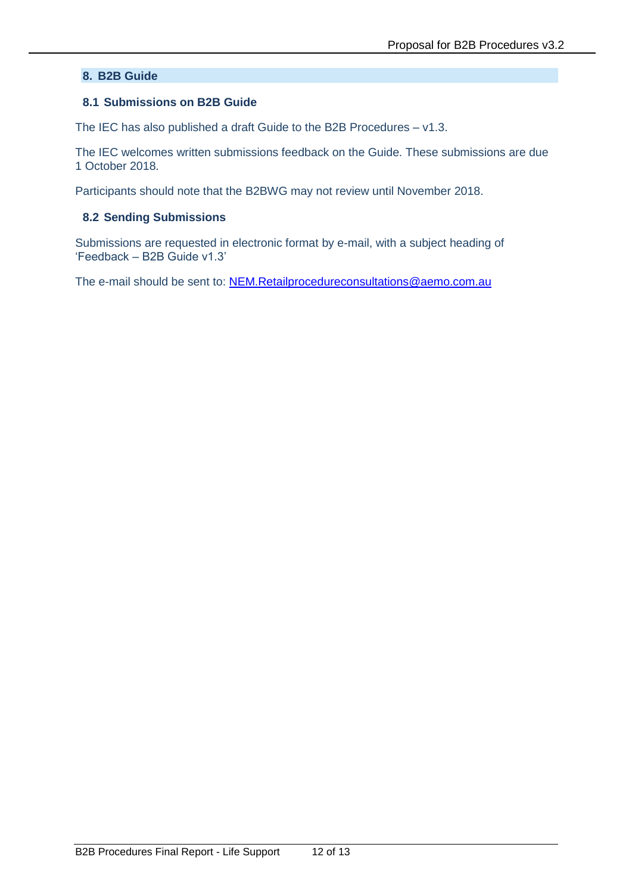## 8. B2B Guide

### 8.1 Submissions on B2B Guide

The IEC has also published a draft Guide to the B2B Procedures – v1.3.

The IEC welcomes written submissions feedback on the Guide. These submissions are due 1 October 2018.

Participants should note that the B2BWG may not review until November 2018.

### 8.2 Sending Submissions

Submissions are requested in electronic format by e-mail, with a subject heading of 'Feedback – B2B Guide v1.3'

The e-mail should be sent to: [NEM.Retailprocedureconsultations@aemo.com.au](mailto:NEM.Retailprocedureconsultations@aemo.com.au)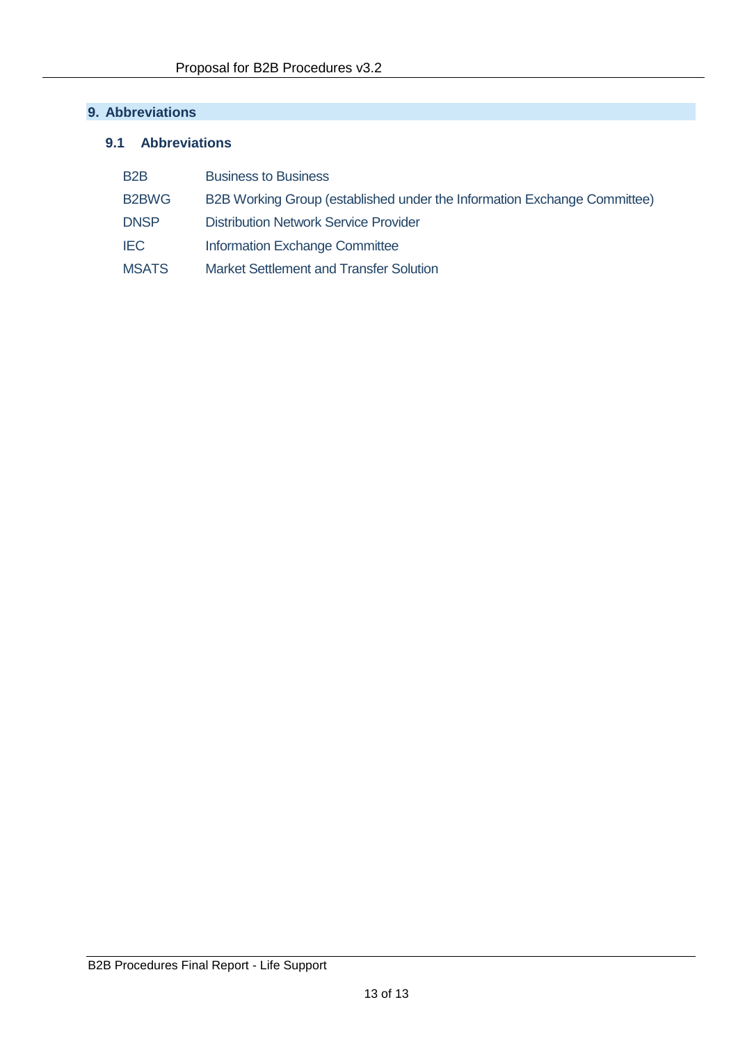# 9. Abbreviations

## 9.1 Abbreviations

| | |
|---|---|
| B2B | Business to Business |
| B2BWG | B2B Working Group (established under the Information Exchange Committee) |
| DNSP | Distribution Network Service Provider |
| IEC | Information Exchange Committee |
| MSATS | Market Settlement and Transfer Solution |